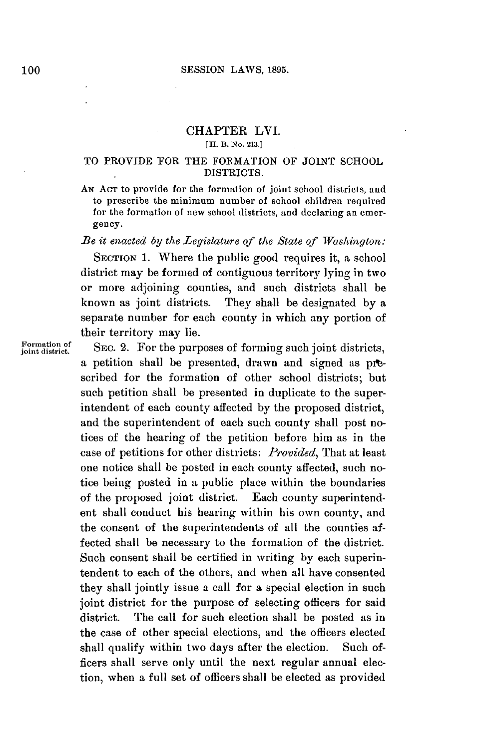## CHAPTER LVI.

[H. B. No. 213.]

### TO PROVIDE FOR THE FORMATION OF JOINT SCHOOL DISTRICTS.

AN ACT to provide for the formation of joint school districts, and to prescribe the minimum number of school children required for the formation of new school districts, and declaring an emergency.

*Be it enacted by the Legislature of the State of Washington:*

SECTION 1. Where the public good requires it, a school district may be formed of contiguous territory lying in two or more adjoining counties, and such districts shall be known as joint districts. They shall be designated by a separate number for each county in which any portion of their territory may lie.

Formation of joint district.

SEC. 2. For the purposes of forming such joint districts, a petition shall be presented, drawn and signed as prescribed for the formation of other school districts; but such petition shall be presented in duplicate to the superintendent of each county affected by the proposed district, and the superintendent of each such county shall post notices of the hearing of the petition before him as in the case of petitions for other districts: *Provided*, That at least one notice shall be posted in each county affected, such notice being posted in a public place within the boundaries of the proposed joint district. Each county superintendent shall conduct his hearing within his own county, and the consent of the superintendents of all the counties affected shall be necessary to the formation of the district. Such consent shall be certified in writing by each superintendent to each of the others, and when all have consented they shall jointly issue a call for a special election in such joint district for the purpose of selecting officers for said district. The call for such election shall be posted as in the case of other special elections, and the officers elected shall qualify within two days after the election. Such officers shall serve only until the next regular annual election, when a full set of officers shall be elected as provided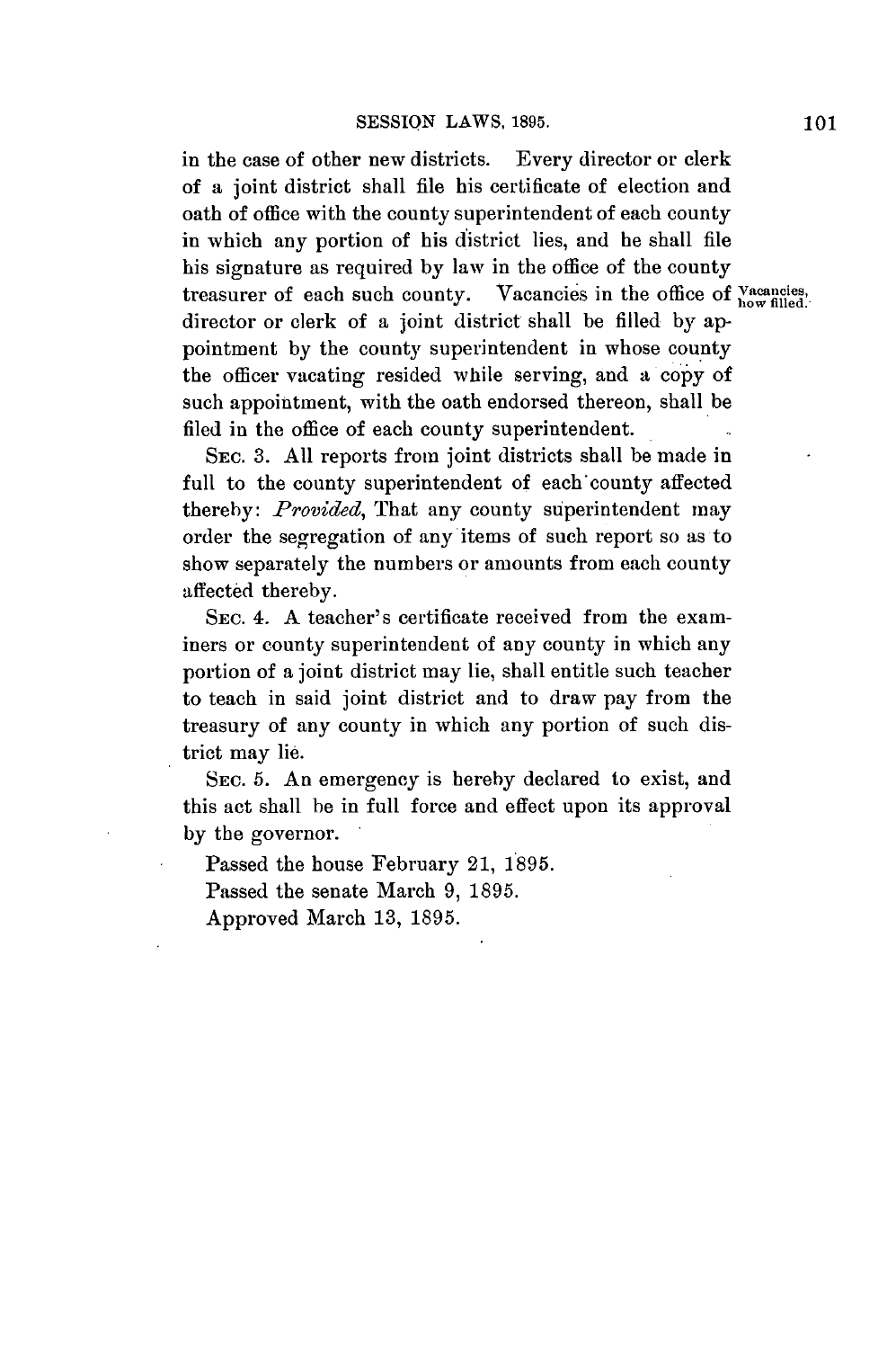in the case of other new districts. Every director or clerk of a joint district shall file his certificate of election and oath of office with the county superintendent of each county in which any portion of his district lies, and he shall file his signature as required by law in the office of the county treasurer of each such county. Vacancies in the office of director or clerk of a joint district shall be filled by appointment by the county superintendent in whose county the officer vacating resided while serving, and a copy of such appointment, with the oath endorsed thereon, shall be filed in the office of each county superintendent.

Vacancies, how filed.

SEC. 3. All reports from joint districts shall be made in full to the county superintendent of each county affected thereby: *Provided*, That any county superintendent may order the segregation of any items of such report so as to show separately the numbers or amounts from each county affected thereby.

SEC. 4. A teacher's certificate received from the examiners or county superintendent of any county in which any portion of a joint district may lie, shall entitle such teacher to teach in said joint district and to draw pay from the treasury of any county in which any portion of such district may lie.

SEC. 5. An emergency is hereby declared to exist, and this act shall be in full force and effect upon its approval by the governor.

Passed the house February 21, 1895.
Passed the senate March 9, 1895.
Approved March 13, 1895.